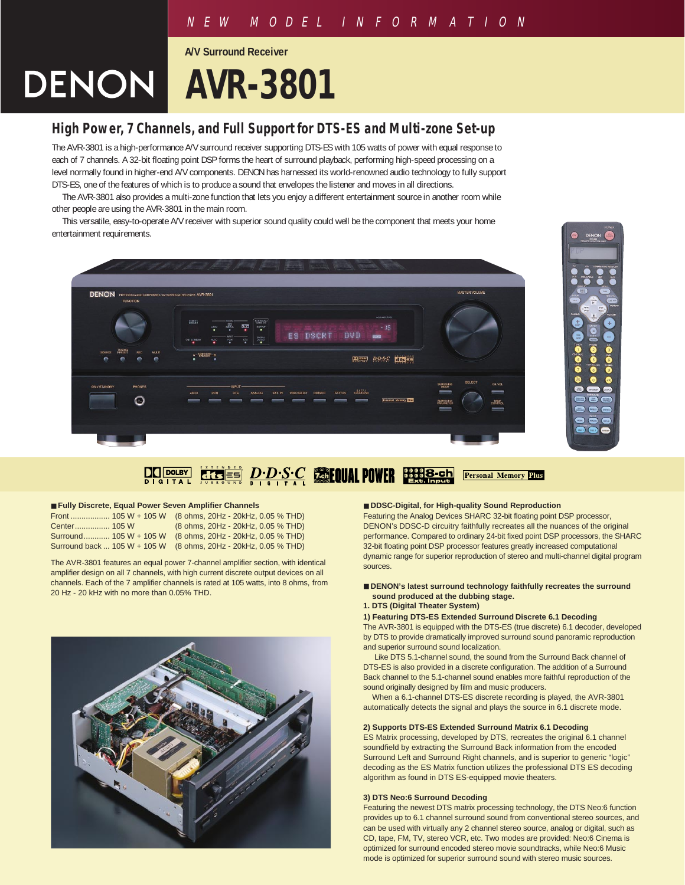NEW MODEL INFORMATION

A/V Surround Receiver

# DENON AVR-3801

## High Power, 7 Channels, and Full Support for DTS-ES and Multi-zone Set-up

The AVR-3801 is a high-performance A/V surround receiver supporting DTS-ES with 105 watts of power with equal response to each of 7 channels. A 32-bit floating point DSP forms the heart of surround playback, performing high-speed processing on a level normally found in higher-end A/V components. DENON has harnessed its world-renowned audio technology to fully support DTS-ES, one of the features of which is to produce a sound that envelopes the listener and moves in all directions.

The AVR-3801 also provides a multi-zone function that lets you enjoy a different entertainment source in another room while other people are using the AVR-3801 in the main room.

This versatile, easy-to-operate A/V receiver with superior sound quality could well be the component that meets your home entertainment requirements.

### ■ Fully Discrete, Equal Power Seven Amplifier Channels

| | | |
|---|---|---|
| Front | 105 W + 105 W | (8 ohms, 20Hz - 20kHz, 0.05 % THD) |
| Center | 105 W | (8 ohms, 20Hz - 20kHz, 0.05 % THD) |
| Surround | 105 W + 105 W | (8 ohms, 20Hz - 20kHz, 0.05 % THD) |
| Surround back | 105 W + 105 W | (8 ohms, 20Hz - 20kHz, 0.05 % THD) |

The AVR-3801 features an equal power 7-channel amplifier section, with identical amplifier design on all 7 channels, with high current discrete output devices on all channels. Each of the 7 amplifier channels is rated at 105 watts, into 8 ohms, from 20 Hz - 20 kHz with no more than 0.05% THD.

### ■ DDSC-Digital, for High-quality Sound Reproduction

Featuring the Analog Devices SHARC 32-bit floating point DSP processor, DENON's DDSC-D circuitry faithfully recreates all the nuances of the original performance. Compared to ordinary 24-bit fixed point DSP processors, the SHARC 32-bit floating point DSP processor features greatly increased computational dynamic range for superior reproduction of stereo and multi-channel digital program sources.

### ■ DENON's latest surround technology faithfully recreates the surround sound produced at the dubbing stage.

**1. DTS (Digital Theater System)**

**1) Featuring DTS-ES Extended Surround Discrete 6.1 Decoding**

The AVR-3801 is equipped with the DTS-ES (true discrete) 6.1 decoder, developed by DTS to provide dramatically improved surround sound panoramic reproduction and superior surround sound localization.

Like DTS 5.1-channel sound, the sound from the Surround Back channel of DTS-ES is also provided in a discrete configuration. The addition of a Surround Back channel to the 5.1-channel sound enables more faithful reproduction of the sound originally designed by film and music producers.

When a 6.1-channel DTS-ES discrete recording is played, the AVR-3801 automatically detects the signal and plays the source in 6.1 discrete mode.

**2) Supports DTS-ES Extended Surround Matrix 6.1 Decoding**

ES Matrix processing, developed by DTS, recreates the original 6.1 channel soundfield by extracting the Surround Back information from the encoded Surround Left and Surround Right channels, and is superior to generic "logic" decoding as the ES Matrix function utilizes the professional DTS ES decoding algorithm as found in DTS ES-equipped movie theaters.

**3) DTS Neo:6 Surround Decoding**

Featuring the newest DTS matrix processing technology, the DTS Neo:6 function provides up to 6.1 channel surround sound from conventional stereo sources, and can be used with virtually any 2 channel stereo source, analog or digital, such as CD, tape, FM, TV, stereo VCR, etc. Two modes are provided: Neo:6 Cinema is optimized for surround encoded stereo movie soundtracks, while Neo:6 Music mode is optimized for superior surround sound with stereo music sources.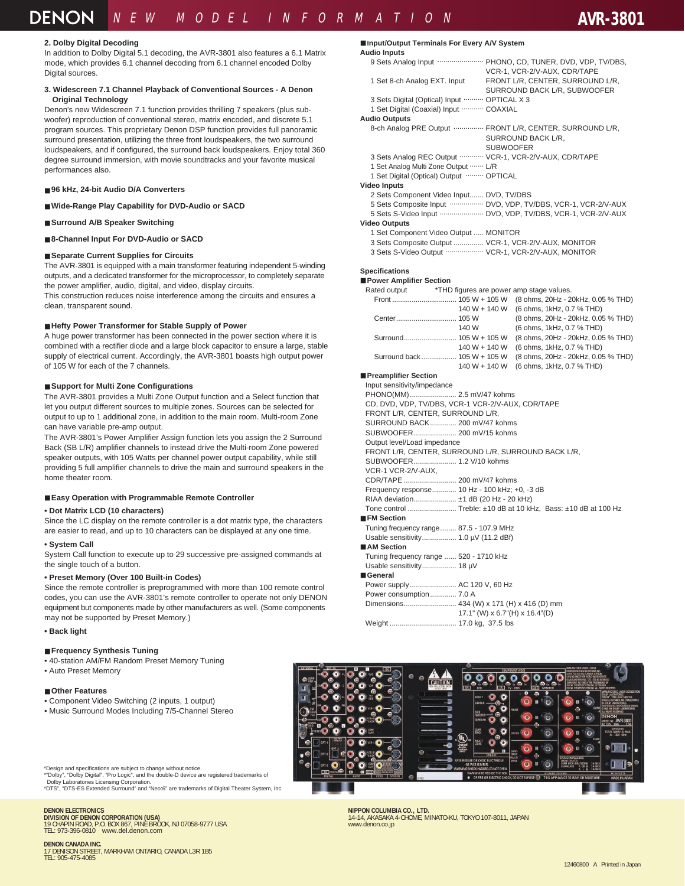## 2. Dolby Digital Decoding

In addition to Dolby Digital 5.1 decoding, the AVR-3801 also features a 6.1 Matrix mode, which provides 6.1 channel decoding from 6.1 channel encoded Dolby Digital sources.

## 3. Widescreen 7.1 Channel Playback of Conventional Sources - A Denon Original Technology

Denon's new Widescreen 7.1 function provides thrilling 7 speakers (plus sub-woofer) reproduction of conventional stereo, matrix encoded, and discrete 5.1 program sources. This proprietary Denon DSP function provides full panoramic surround presentation, utilizing the three front loudspeakers, the two surround loudspeakers, and if configured, the surround back loudspeakers. Enjoy total 360 degree surround immersion, with movie soundtracks and your favorite musical performances also.

### ■ 96 kHz, 24-bit Audio D/A Converters

### ■ Wide-Range Play Capability for DVD-Audio or SACD

### ■ Surround A/B Speaker Switching

### ■ 8-Channel Input For DVD-Audio or SACD

### ■ Separate Current Supplies for Circuits

The AVR-3801 is equipped with a main transformer featuring independent 5-winding outputs, and a dedicated transformer for the microprocessor, to completely separate the power amplifier, audio, digital, and video, display circuits.
This construction reduces noise interference among the circuits and ensures a clean, transparent sound.

### ■ Hefty Power Transformer for Stable Supply of Power

A huge power transformer has been connected in the power section where it is combined with a rectifier diode and a large block capacitor to ensure a large, stable supply of electrical current. Accordingly, the AVR-3801 boasts high output power of 105 W for each of the 7 channels.

### ■ Support for Multi Zone Configurations

The AVR-3801 provides a Multi Zone Output function and a Select function that let you output different sources to multiple zones. Sources can be selected for output to up to 1 additional zone, in addition to the main room. Multi-room Zone can have variable pre-amp output.
The AVR-3801's Power Amplifier Assign function lets you assign the 2 Surround Back (SB L/R) amplifier channels to instead drive the Multi-room Zone powered speaker outputs, with 105 Watts per channel power output capability, while still providing 5 full amplifier channels to drive the main and surround speakers in the home theater room.

### ■ Easy Operation with Programmable Remote Controller

**• Dot Matrix LCD (10 characters)**
Since the LC display on the remote controller is a dot matrix type, the characters are easier to read, and up to 10 characters can be displayed at any one time.

**• System Call**
System Call function to execute up to 29 successive pre-assigned commands at the single touch of a button.

**• Preset Memory (Over 100 Built-in Codes)**
Since the remote controller is preprogrammed with more than 100 remote control codes, you can use the AVR-3801's remote controller to operate not only DENON equipment but components made by other manufacturers as well. (Some components may not be supported by Preset Memory.)

**• Back light**

### ■ Frequency Synthesis Tuning

- 40-station AM/FM Random Preset Memory Tuning
- Auto Preset Memory

### ■ Other Features

- Component Video Switching (2 inputs, 1 output)
- Music Surround Modes Including 7/5-Channel Stereo

### ■ Input/Output Terminals For Every A/V System

**Audio Inputs**

| | |
|---|---|
| 9 Sets Analog Input | PHONO, CD, TUNER, DVD, VDP, TV/DBS, VCR-1, VCR-2/V-AUX, CDR/TAPE |
| 1 Set 8-ch Analog EXT. Input | FRONT L/R, CENTER, SURROUND L/R, SURROUND BACK L/R, SUBWOOFER |
| 3 Sets Digital (Optical) Input | OPTICAL X 3 |
| 1 Set Digital (Coaxial) Input | COAXIAL |

**Audio Outputs**

| | |
|---|---|
| 8-ch Analog PRE Output | FRONT L/R, CENTER, SURROUND L/R, SURROUND BACK L/R, SUBWOOFER |
| 3 Sets Analog REC Output | VCR-1, VCR-2/V-AUX, CDR/TAPE |
| 1 Set Analog Multi Zone Output | L/R |
| 1 Set Digital (Optical) Output | OPTICAL |

**Video Inputs**

| | |
|---|---|
| 2 Sets Component Video Input | DVD, TV/DBS |
| 5 Sets Composite Input | DVD, VDP, TV/DBS, VCR-1, VCR-2/V-AUX |
| 5 Sets S-Video Input | DVD, VDP, TV/DBS, VCR-1, VCR-2/V-AUX |

**Video Outputs**

| | |
|---|---|
| 1 Set Component Video Output | MONITOR |
| 3 Sets Composite Output | VCR-1, VCR-2/V-AUX, MONITOR |
| 3 Sets S-Video Output | VCR-1, VCR-2/V-AUX, MONITOR |

### Specifications

**■ Power Amplifier Section**

Rated output *THD figures are power amp stage values.

| | | |
|---|---|---|
| Front | 105 W + 105 W | (8 ohms, 20Hz - 20kHz, 0.05 % THD) |
| | 140 W + 140 W | (6 ohms, 1kHz, 0.7 % THD) |
| Center | 105 W | (8 ohms, 20Hz - 20kHz, 0.05 % THD) |
| | 140 W | (6 ohms, 1kHz, 0.7 % THD) |
| Surround | 105 W + 105 W | (8 ohms, 20Hz - 20kHz, 0.05 % THD) |
| | 140 W + 140 W | (6 ohms, 1kHz, 0.7 % THD) |
| Surround back | 105 W + 105 W | (8 ohms, 20Hz - 20kHz, 0.05 % THD) |
| | 140 W + 140 W | (6 ohms, 1kHz, 0.7 % THD) |

**■ Preamplifier Section**

Input sensitivity/impedance
PHONO(MM) ....... 2.5 mV/47 kohms
CD, DVD, VDP, TV/DBS, VCR-1 VCR-2/V-AUX, CDR/TAPE
FRONT L/R, CENTER, SURROUND L/R,
SURROUND BACK ....... 200 mV/47 kohms
SUBWOOFER ....... 200 mV/15 kohms
Output level/Load impedance
FRONT L/R, CENTER, SURROUND L/R, SURROUND BACK L/R,
SUBWOOFER ....... 1.2 V/10 kohms
VCR-1 VCR-2/V-AUX,
CDR/TAPE ....... 200 mV/47 kohms
Frequency response ....... 10 Hz - 100 kHz; +0, -3 dB
RIAA deviation ....... ±1 dB (20 Hz - 20 kHz)
Tone control ....... Treble: ±10 dB at 10 kHz, Bass: ±10 dB at 100 Hz

**■ FM Section**

Tuning frequency range ....... 87.5 - 107.9 MHz
Usable sensitivity ....... 1.0 µV (11.2 dBf)

**■ AM Section**

Tuning frequency range ....... 520 - 1710 kHz
Usable sensitivity ....... 18 µV

**■ General**

Power supply ....... AC 120 V, 60 Hz
Power consumption ....... 7.0 A
Dimensions ....... 434 (W) x 171 (H) x 416 (D) mm
17.1" (W) x 6.7"(H) x 16.4"(D)
Weight ....... 17.0 kg, 37.5 lbs

*Design and specifications are subject to change without notice.
*"Dolby", "Dolby Digital", "Pro Logic", and the double-D device are registered trademarks of Dolby Laboratories Licensing Corporation.
*"DTS", "DTS-ES Extended Surround" and "Neo:6" are trademarks of Digital Theater Systems, Inc.

**DENON ELECTRONICS**
**DIVISION OF DENON CORPORATION (USA)**
19 CHAPIN ROAD, P.O. BOX 867, PINE BROOK, NJ 07058-9777 USA
TEL: 973-396-0810 www.del.denon.com

**DENON CANADA INC.**
17 DENISON STREET, MARKHAM ONTARIO, CANADA L3R 1B5
TEL: 905-475-4085

**NIPPON COLUMBIA CO., LTD.**
14-14, AKASAKA 4-CHOME, MINATO-KU, TOKYO 107-8011, JAPAN
www.denon.co.jp

12460800 A Printed in Japan